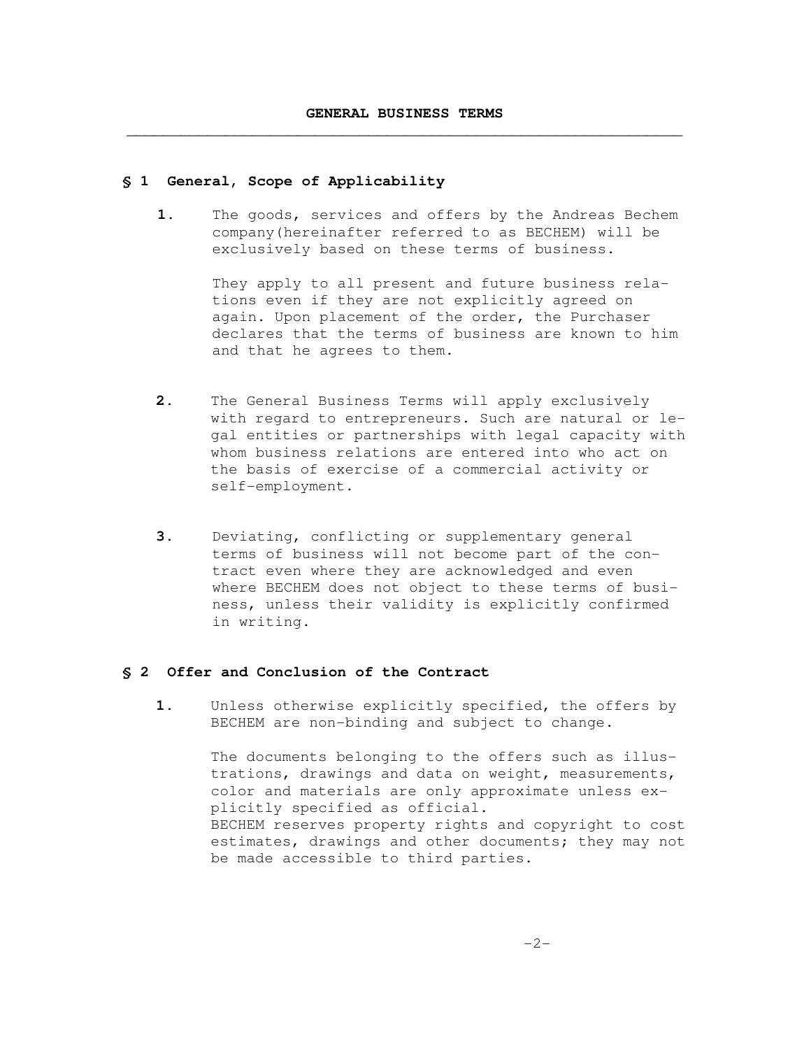# GENERAL BUSINESS TERMS

## § 1 General, Scope of Applicability

**1.** The goods, services and offers by the Andreas Bechem company(hereinafter referred to as BECHEM) will be exclusively based on these terms of business.

They apply to all present and future business relations even if they are not explicitly agreed on again. Upon placement of the order, the Purchaser declares that the terms of business are known to him and that he agrees to them.

**2.** The General Business Terms will apply exclusively with regard to entrepreneurs. Such are natural or legal entities or partnerships with legal capacity with whom business relations are entered into who act on the basis of exercise of a commercial activity or self-employment.

**3.** Deviating, conflicting or supplementary general terms of business will not become part of the contract even where they are acknowledged and even where BECHEM does not object to these terms of business, unless their validity is explicitly confirmed in writing.

## § 2 Offer and Conclusion of the Contract

**1.** Unless otherwise explicitly specified, the offers by BECHEM are non-binding and subject to change.

The documents belonging to the offers such as illustrations, drawings and data on weight, measurements, color and materials are only approximate unless explicitly specified as official.
BECHEM reserves property rights and copyright to cost estimates, drawings and other documents; they may not be made accessible to third parties.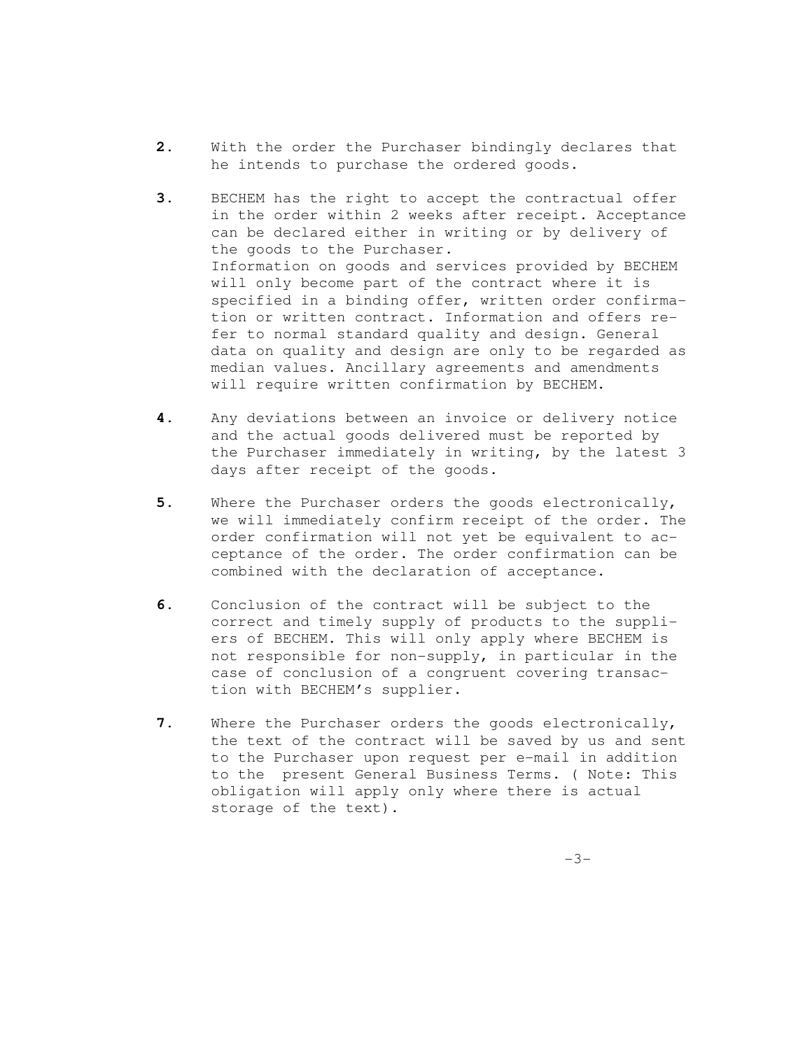**2.** With the order the Purchaser bindingly declares that he intends to purchase the ordered goods.

**3.** BECHEM has the right to accept the contractual offer in the order within 2 weeks after receipt. Acceptance can be declared either in writing or by delivery of the goods to the Purchaser.
Information on goods and services provided by BECHEM will only become part of the contract where it is specified in a binding offer, written order confirmation or written contract. Information and offers refer to normal standard quality and design. General data on quality and design are only to be regarded as median values. Ancillary agreements and amendments will require written confirmation by BECHEM.

**4.** Any deviations between an invoice or delivery notice and the actual goods delivered must be reported by the Purchaser immediately in writing, by the latest 3 days after receipt of the goods.

**5.** Where the Purchaser orders the goods electronically, we will immediately confirm receipt of the order. The order confirmation will not yet be equivalent to acceptance of the order. The order confirmation can be combined with the declaration of acceptance.

**6.** Conclusion of the contract will be subject to the correct and timely supply of products to the suppliers of BECHEM. This will only apply where BECHEM is not responsible for non-supply, in particular in the case of conclusion of a congruent covering transaction with BECHEM's supplier.

**7.** Where the Purchaser orders the goods electronically, the text of the contract will be saved by us and sent to the Purchaser upon request per e-mail in addition to the present General Business Terms. ( Note: This obligation will apply only where there is actual storage of the text).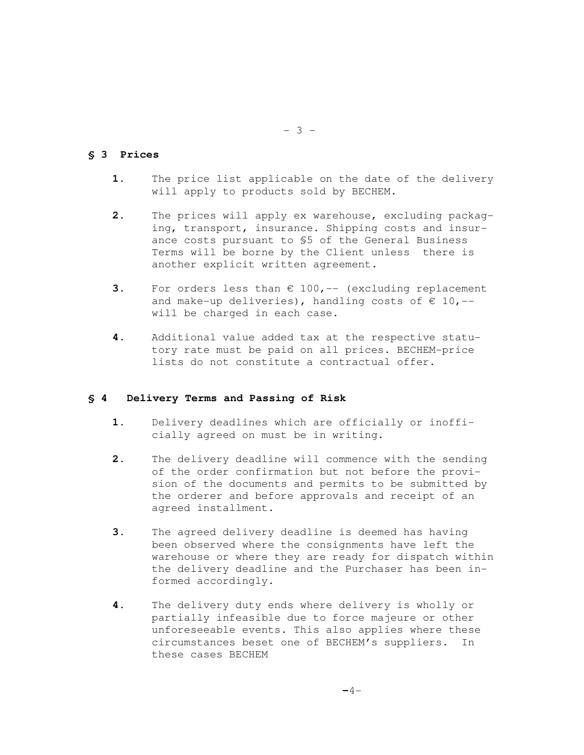## § 3 Prices

1. The price list applicable on the date of the delivery will apply to products sold by BECHEM.

2. The prices will apply ex warehouse, excluding packaging, transport, insurance. Shipping costs and insurance costs pursuant to §5 of the General Business Terms will be borne by the Client unless there is another explicit written agreement.

3. For orders less than € 100,-- (excluding replacement and make-up deliveries), handling costs of € 10,-- will be charged in each case.

4. Additional value added tax at the respective statutory rate must be paid on all prices. BECHEM-price lists do not constitute a contractual offer.

## § 4 Delivery Terms and Passing of Risk

1. Delivery deadlines which are officially or inofficially agreed on must be in writing.

2. The delivery deadline will commence with the sending of the order confirmation but not before the provision of the documents and permits to be submitted by the orderer and before approvals and receipt of an agreed installment.

3. The agreed delivery deadline is deemed has having been observed where the consignments have left the warehouse or where they are ready for dispatch within the delivery deadline and the Purchaser has been informed accordingly.

4. The delivery duty ends where delivery is wholly or partially infeasible due to force majeure or other unforeseeable events. This also applies where these circumstances beset one of BECHEM's suppliers. In these cases BECHEM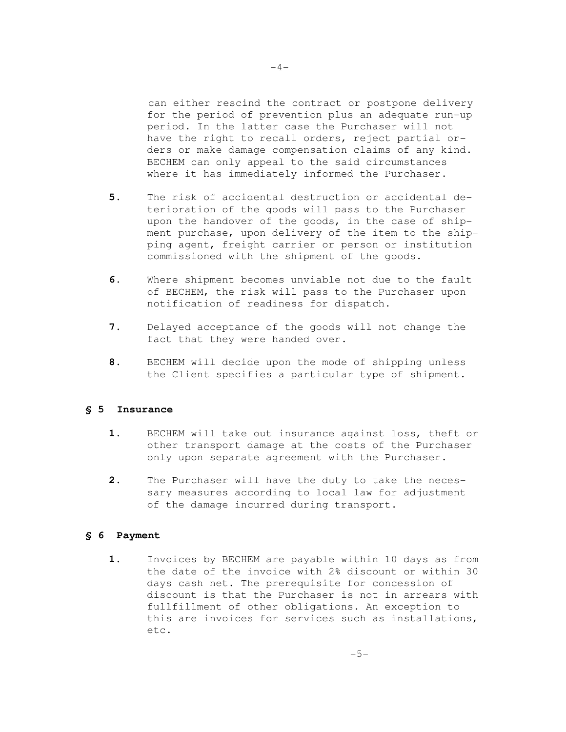can either rescind the contract or postpone delivery for the period of prevention plus an adequate run-up period. In the latter case the Purchaser will not have the right to recall orders, reject partial orders or make damage compensation claims of any kind. BECHEM can only appeal to the said circumstances where it has immediately informed the Purchaser.

5. The risk of accidental destruction or accidental deterioration of the goods will pass to the Purchaser upon the handover of the goods, in the case of shipment purchase, upon delivery of the item to the shipping agent, freight carrier or person or institution commissioned with the shipment of the goods.

6. Where shipment becomes unviable not due to the fault of BECHEM, the risk will pass to the Purchaser upon notification of readiness for dispatch.

7. Delayed acceptance of the goods will not change the fact that they were handed over.

8. BECHEM will decide upon the mode of shipping unless the Client specifies a particular type of shipment.

## § 5 Insurance

1. BECHEM will take out insurance against loss, theft or other transport damage at the costs of the Purchaser only upon separate agreement with the Purchaser.

2. The Purchaser will have the duty to take the necessary measures according to local law for adjustment of the damage incurred during transport.

## § 6 Payment

1. Invoices by BECHEM are payable within 10 days as from the date of the invoice with 2% discount or within 30 days cash net. The prerequisite for concession of discount is that the Purchaser is not in arrears with fullfillment of other obligations. An exception to this are invoices for services such as installations, etc.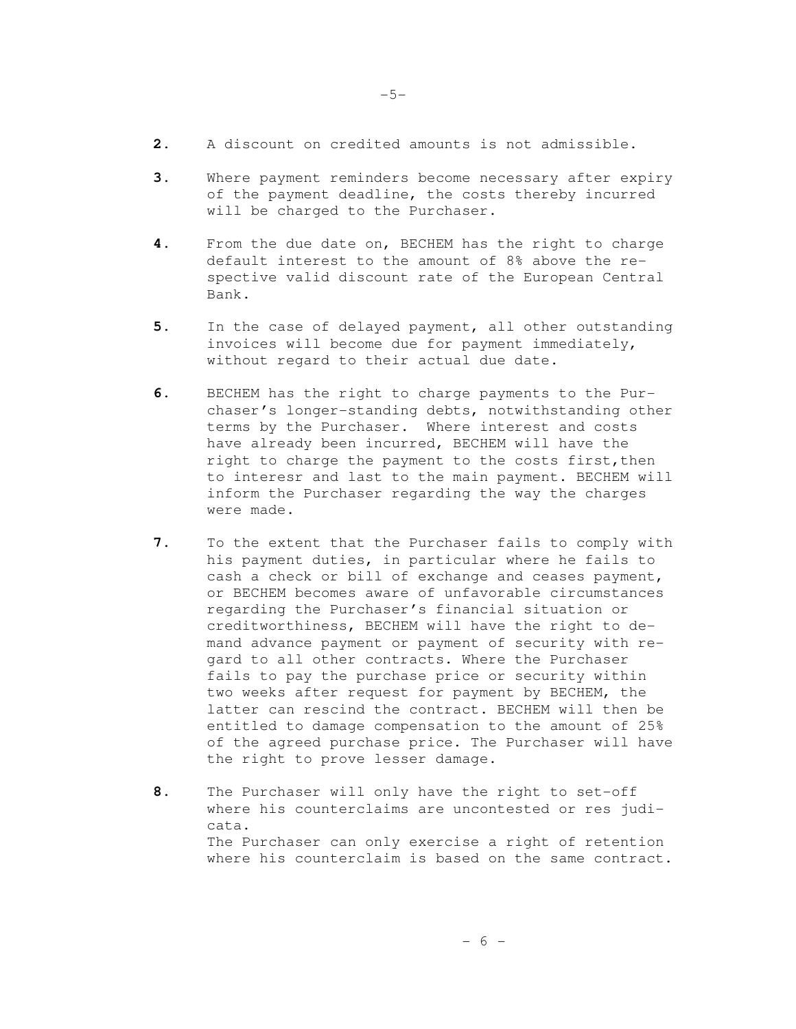**2.** A discount on credited amounts is not admissible.

**3.** Where payment reminders become necessary after expiry of the payment deadline, the costs thereby incurred will be charged to the Purchaser.

**4.** From the due date on, BECHEM has the right to charge default interest to the amount of 8% above the respective valid discount rate of the European Central Bank.

**5.** In the case of delayed payment, all other outstanding invoices will become due for payment immediately, without regard to their actual due date.

**6.** BECHEM has the right to charge payments to the Purchaser's longer-standing debts, notwithstanding other terms by the Purchaser. Where interest and costs have already been incurred, BECHEM will have the right to charge the payment to the costs first,then to interesr and last to the main payment. BECHEM will inform the Purchaser regarding the way the charges were made.

**7.** To the extent that the Purchaser fails to comply with his payment duties, in particular where he fails to cash a check or bill of exchange and ceases payment, or BECHEM becomes aware of unfavorable circumstances regarding the Purchaser's financial situation or creditworthiness, BECHEM will have the right to demand advance payment or payment of security with regard to all other contracts. Where the Purchaser fails to pay the purchase price or security within two weeks after request for payment by BECHEM, the latter can rescind the contract. BECHEM will then be entitled to damage compensation to the amount of 25% of the agreed purchase price. The Purchaser will have the right to prove lesser damage.

**8.** The Purchaser will only have the right to set-off where his counterclaims are uncontested or res judicata.
The Purchaser can only exercise a right of retention where his counterclaim is based on the same contract.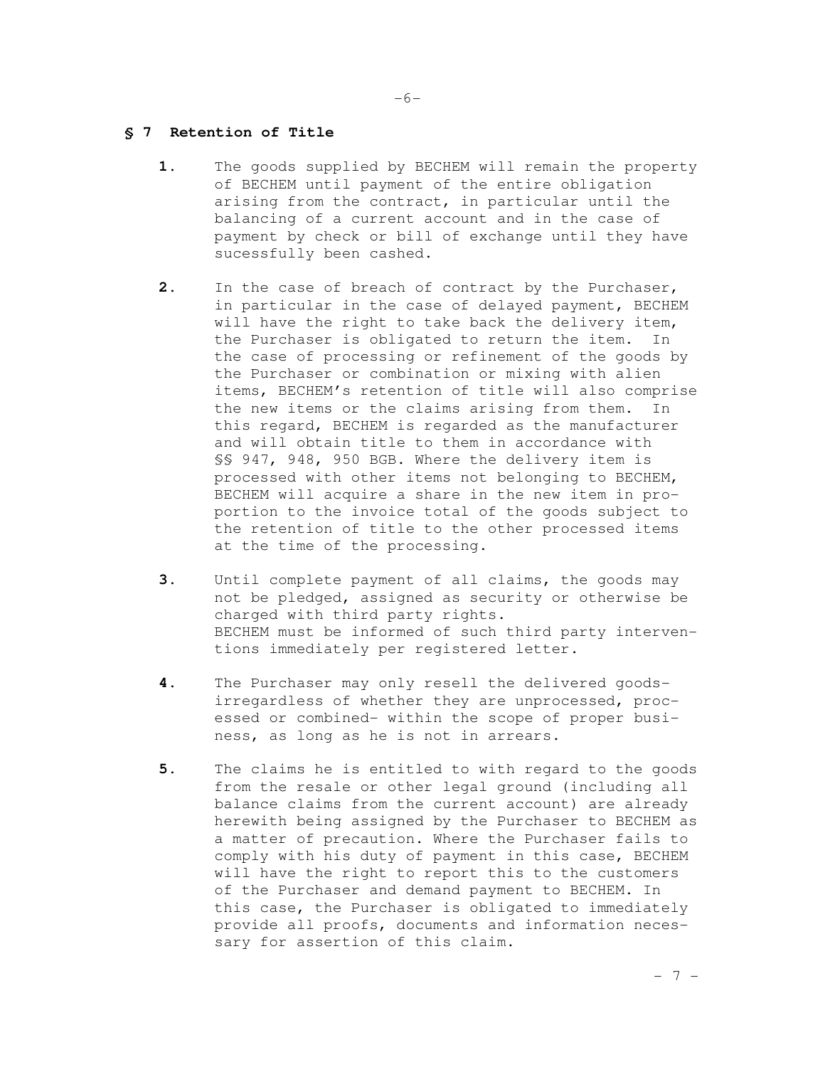## § 7 Retention of Title

1. The goods supplied by BECHEM will remain the property of BECHEM until payment of the entire obligation arising from the contract, in particular until the balancing of a current account and in the case of payment by check or bill of exchange until they have sucessfully been cashed.

2. In the case of breach of contract by the Purchaser, in particular in the case of delayed payment, BECHEM will have the right to take back the delivery item, the Purchaser is obligated to return the item. In the case of processing or refinement of the goods by the Purchaser or combination or mixing with alien items, BECHEM's retention of title will also comprise the new items or the claims arising from them. In this regard, BECHEM is regarded as the manufacturer and will obtain title to them in accordance with §§ 947, 948, 950 BGB. Where the delivery item is processed with other items not belonging to BECHEM, BECHEM will acquire a share in the new item in proportion to the invoice total of the goods subject to the retention of title to the other processed items at the time of the processing.

3. Until complete payment of all claims, the goods may not be pledged, assigned as security or otherwise be charged with third party rights.
   BECHEM must be informed of such third party interventions immediately per registered letter.

4. The Purchaser may only resell the delivered goods- irregardless of whether they are unprocessed, processed or combined- within the scope of proper business, as long as he is not in arrears.

5. The claims he is entitled to with regard to the goods from the resale or other legal ground (including all balance claims from the current account) are already herewith being assigned by the Purchaser to BECHEM as a matter of precaution. Where the Purchaser fails to comply with his duty of payment in this case, BECHEM will have the right to report this to the customers of the Purchaser and demand payment to BECHEM. In this case, the Purchaser is obligated to immediately provide all proofs, documents and information necessary for assertion of this claim.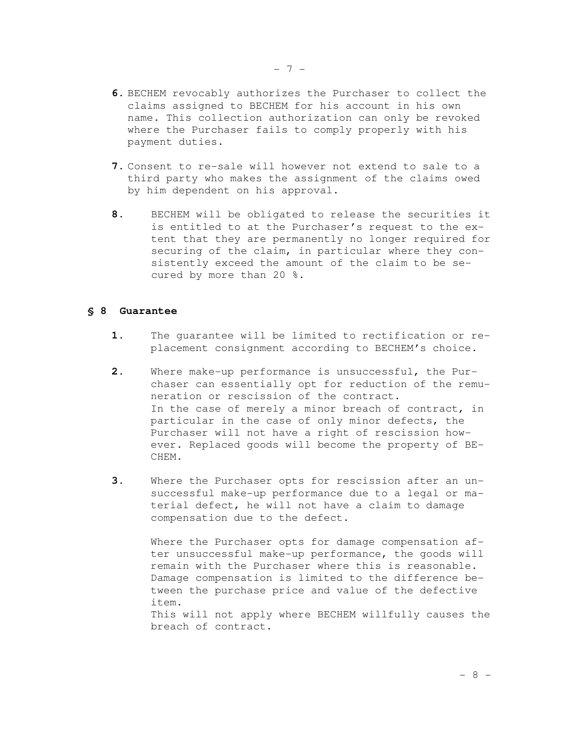6. BECHEM revocably authorizes the Purchaser to collect the claims assigned to BECHEM for his account in his own name. This collection authorization can only be revoked where the Purchaser fails to comply properly with his payment duties.

7. Consent to re-sale will however not extend to sale to a third party who makes the assignment of the claims owed by him dependent on his approval.

8. BECHEM will be obligated to release the securities it is entitled to at the Purchaser's request to the extent that they are permanently no longer required for securing of the claim, in particular where they consistently exceed the amount of the claim to be secured by more than 20 %.

## § 8 Guarantee

1. The guarantee will be limited to rectification or replacement consignment according to BECHEM's choice.

2. Where make-up performance is unsuccessful, the Purchaser can essentially opt for reduction of the remuneration or rescission of the contract.
   In the case of merely a minor breach of contract, in particular in the case of only minor defects, the Purchaser will not have a right of rescission however. Replaced goods will become the property of BECHEM.

3. Where the Purchaser opts for rescission after an unsuccessful make-up performance due to a legal or material defect, he will not have a claim to damage compensation due to the defect.

   Where the Purchaser opts for damage compensation after unsuccessful make-up performance, the goods will remain with the Purchaser where this is reasonable. Damage compensation is limited to the difference between the purchase price and value of the defective item.
   This will not apply where BECHEM willfully causes the breach of contract.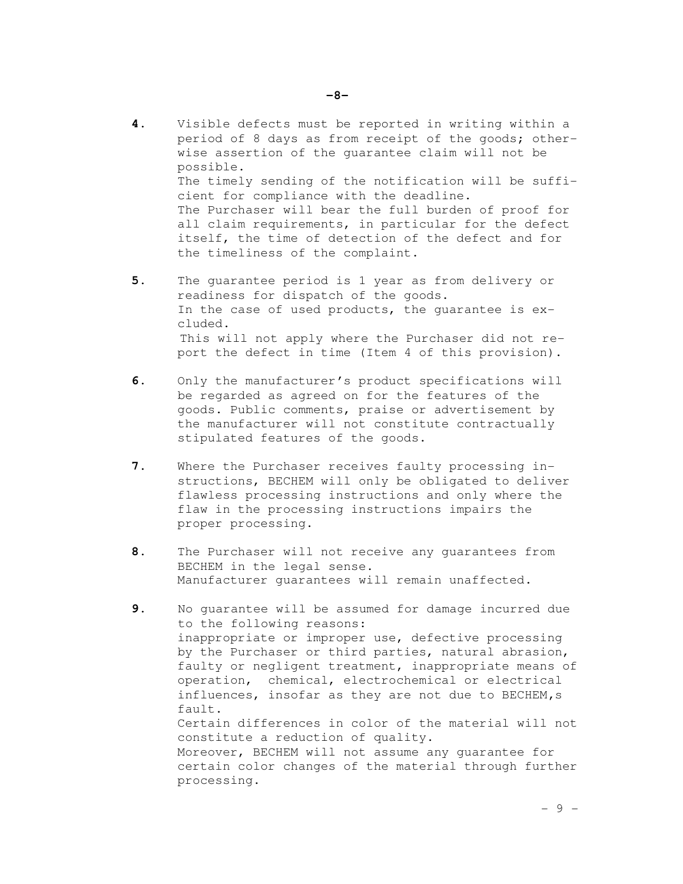**4.** Visible defects must be reported in writing within a period of 8 days as from receipt of the goods; otherwise assertion of the guarantee claim will not be possible.
The timely sending of the notification will be sufficient for compliance with the deadline.
The Purchaser will bear the full burden of proof for all claim requirements, in particular for the defect itself, the time of detection of the defect and for the timeliness of the complaint.

**5.** The guarantee period is 1 year as from delivery or readiness for dispatch of the goods.
In the case of used products, the guarantee is excluded.
This will not apply where the Purchaser did not report the defect in time (Item 4 of this provision).

**6.** Only the manufacturer's product specifications will be regarded as agreed on for the features of the goods. Public comments, praise or advertisement by the manufacturer will not constitute contractually stipulated features of the goods.

**7.** Where the Purchaser receives faulty processing instructions, BECHEM will only be obligated to deliver flawless processing instructions and only where the flaw in the processing instructions impairs the proper processing.

**8.** The Purchaser will not receive any guarantees from BECHEM in the legal sense.
Manufacturer guarantees will remain unaffected.

**9.** No guarantee will be assumed for damage incurred due to the following reasons:
inappropriate or improper use, defective processing by the Purchaser or third parties, natural abrasion, faulty or negligent treatment, inappropriate means of operation, chemical, electrochemical or electrical influences, insofar as they are not due to BECHEM,s fault.
Certain differences in color of the material will not constitute a reduction of quality.
Moreover, BECHEM will not assume any guarantee for certain color changes of the material through further processing.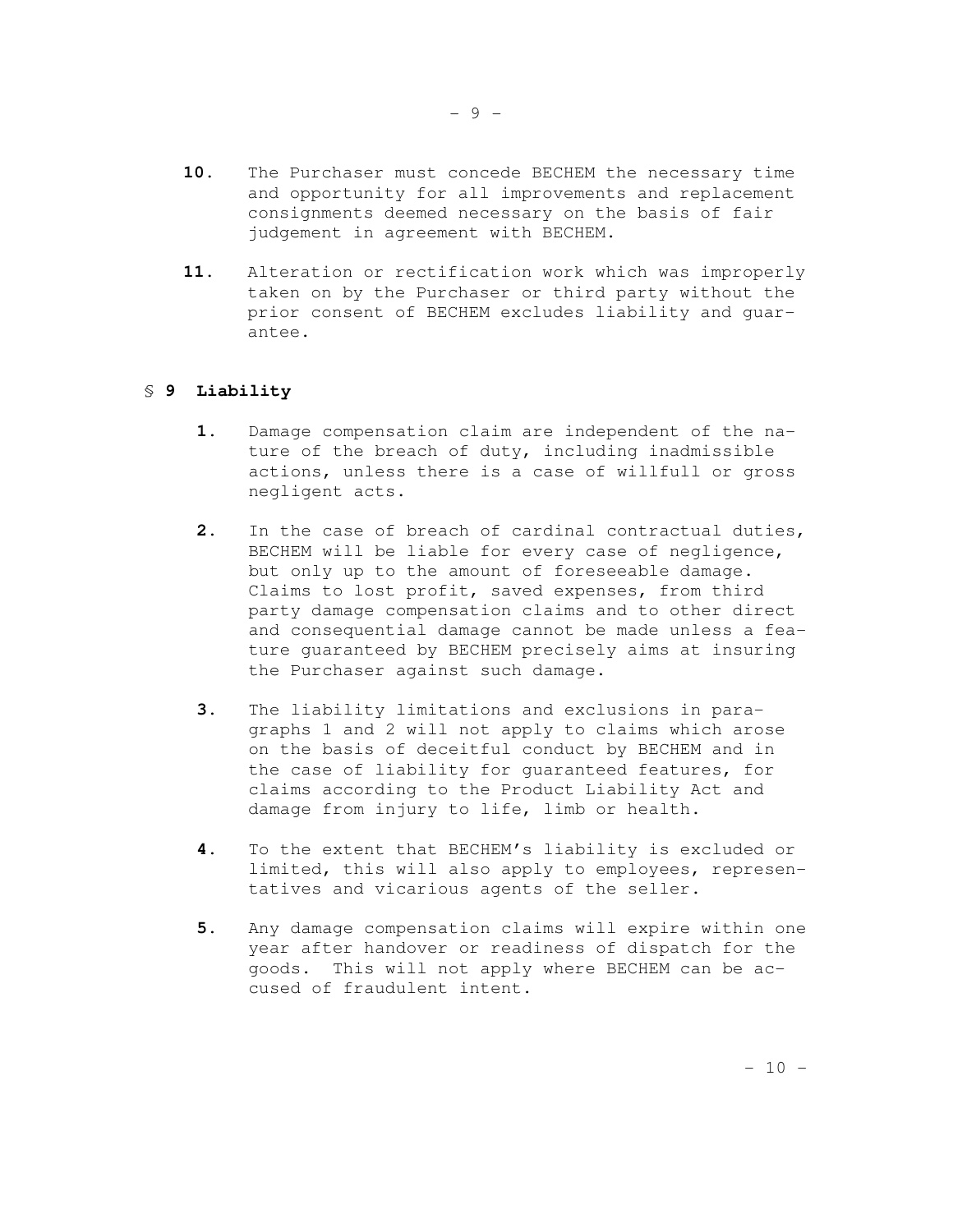**10.** The Purchaser must concede BECHEM the necessary time and opportunity for all improvements and replacement consignments deemed necessary on the basis of fair judgement in agreement with BECHEM.

**11.** Alteration or rectification work which was improperly taken on by the Purchaser or third party without the prior consent of BECHEM excludes liability and guarantee.

## § 9 Liability

**1.** Damage compensation claim are independent of the nature of the breach of duty, including inadmissible actions, unless there is a case of willfull or gross negligent acts.

**2.** In the case of breach of cardinal contractual duties, BECHEM will be liable for every case of negligence, but only up to the amount of foreseeable damage. Claims to lost profit, saved expenses, from third party damage compensation claims and to other direct and consequential damage cannot be made unless a feature guaranteed by BECHEM precisely aims at insuring the Purchaser against such damage.

**3.** The liability limitations and exclusions in paragraphs 1 and 2 will not apply to claims which arose on the basis of deceitful conduct by BECHEM and in the case of liability for guaranteed features, for claims according to the Product Liability Act and damage from injury to life, limb or health.

**4.** To the extent that BECHEM's liability is excluded or limited, this will also apply to employees, representatives and vicarious agents of the seller.

**5.** Any damage compensation claims will expire within one year after handover or readiness of dispatch for the goods. This will not apply where BECHEM can be accused of fraudulent intent.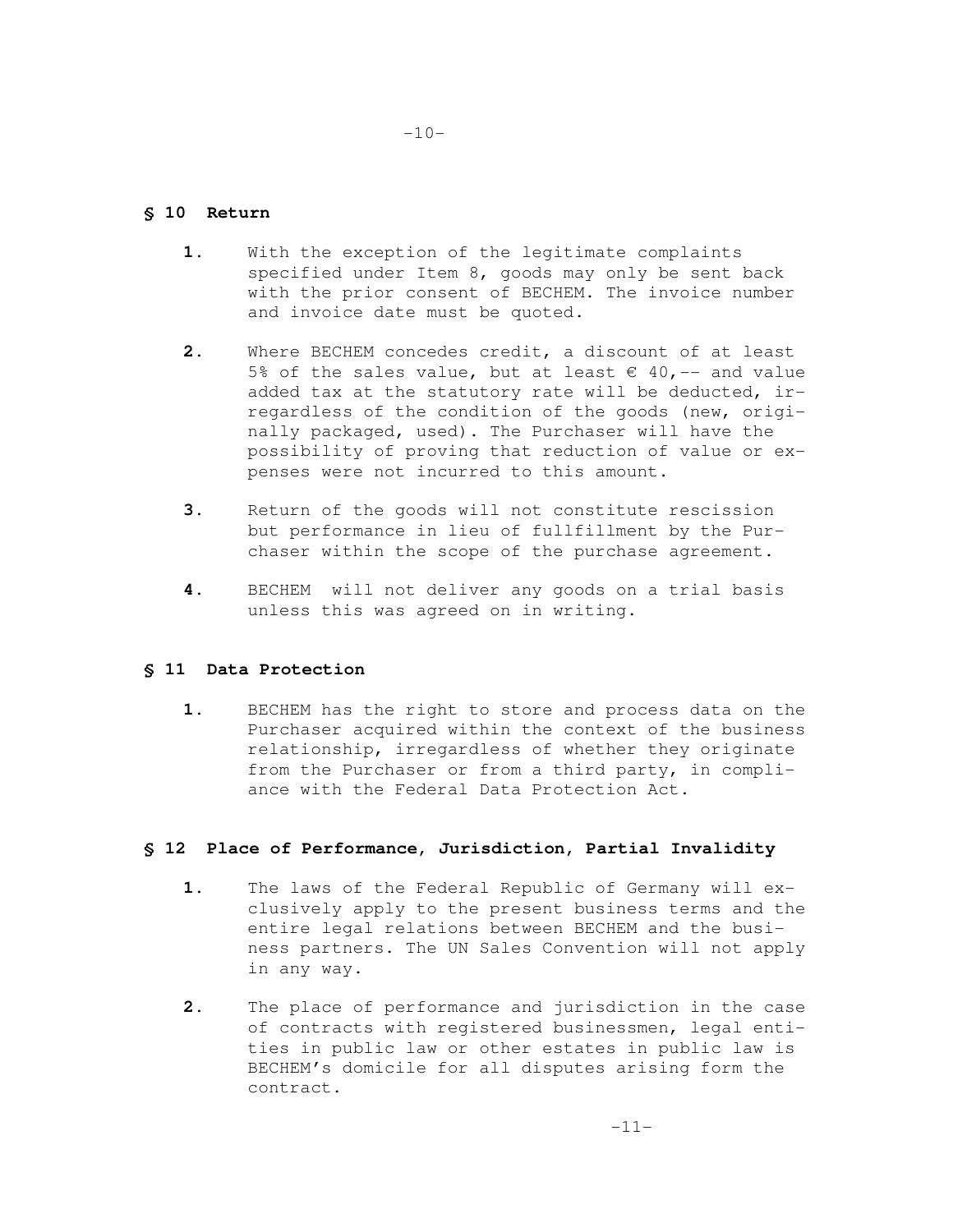## § 10 Return

1. With the exception of the legitimate complaints specified under Item 8, goods may only be sent back with the prior consent of BECHEM. The invoice number and invoice date must be quoted.

2. Where BECHEM concedes credit, a discount of at least 5% of the sales value, but at least € 40,-- and value added tax at the statutory rate will be deducted, irregardless of the condition of the goods (new, originally packaged, used). The Purchaser will have the possibility of proving that reduction of value or expenses were not incurred to this amount.

3. Return of the goods will not constitute rescission but performance in lieu of fullfillment by the Purchaser within the scope of the purchase agreement.

4. BECHEM will not deliver any goods on a trial basis unless this was agreed on in writing.

## § 11 Data Protection

1. BECHEM has the right to store and process data on the Purchaser acquired within the context of the business relationship, irregardless of whether they originate from the Purchaser or from a third party, in compliance with the Federal Data Protection Act.

## § 12 Place of Performance, Jurisdiction, Partial Invalidity

1. The laws of the Federal Republic of Germany will exclusively apply to the present business terms and the entire legal relations between BECHEM and the business partners. The UN Sales Convention will not apply in any way.

2. The place of performance and jurisdiction in the case of contracts with registered businessmen, legal entities in public law or other estates in public law is BECHEM's domicile for all disputes arising form the contract.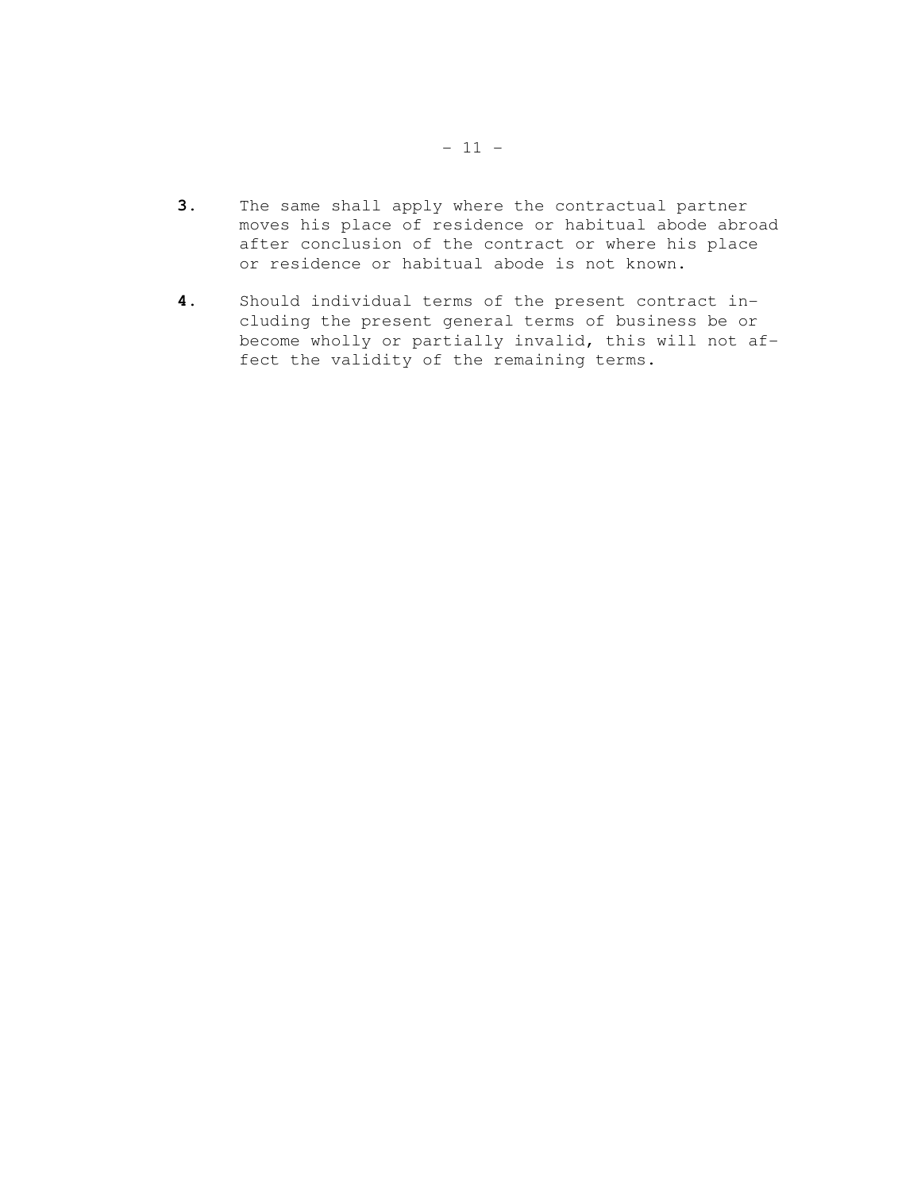**3.** The same shall apply where the contractual partner moves his place of residence or habitual abode abroad after conclusion of the contract or where his place or residence or habitual abode is not known.

**4.** Should individual terms of the present contract including the present general terms of business be or become wholly or partially invalid, this will not affect the validity of the remaining terms.